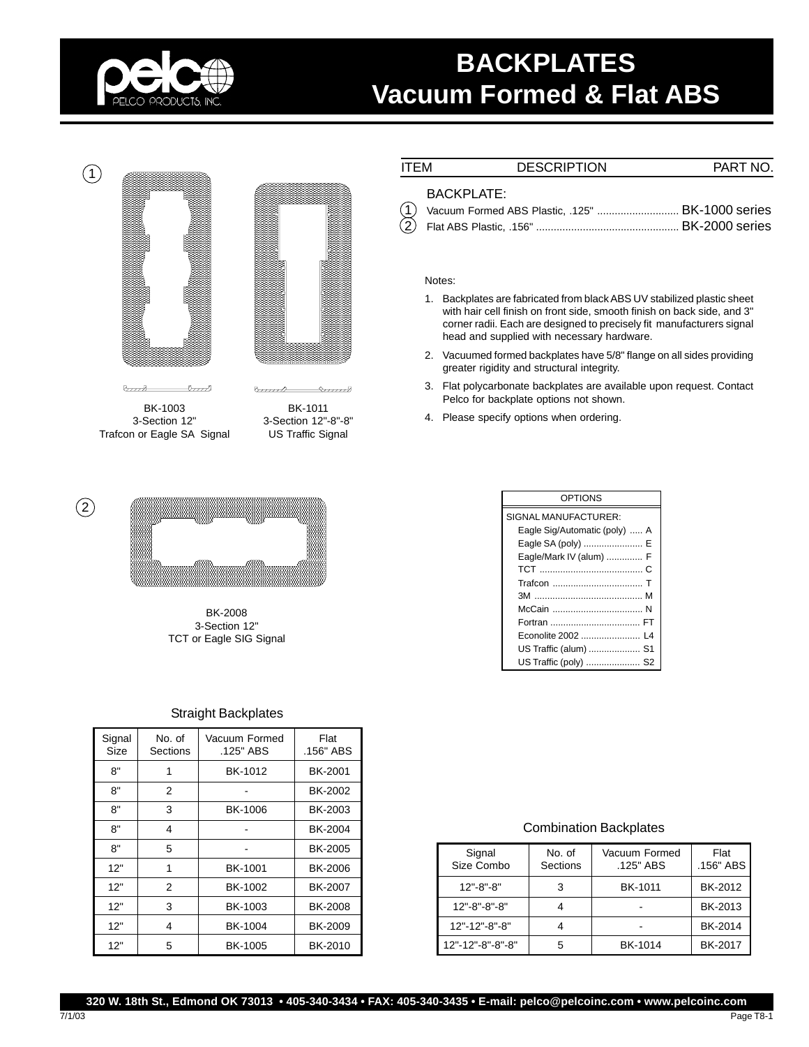# BACKPLATES
## Vacuum Formed & Flat ABS

① 

BK-1003
3-Section 12"
Trafcon or Eagle SA Signal

BK-1011
3-Section 12"-8"-8"
US Traffic Signal

② 

BK-2008
3-Section 12"
TCT or Eagle SIG Signal

| ITEM | DESCRIPTION | PART NO. |
|---|---|---|
| | BACKPLATE: | |
| 1 | Vacuum Formed ABS Plastic, .125" | BK-1000 series |
| 2 | Flat ABS Plastic, .156" | BK-2000 series |

Notes:

1. Backplates are fabricated from black ABS UV stabilized plastic sheet with hair cell finish on front side, smooth finish on back side, and 3" corner radii. Each are designed to precisely fit manufacturers signal head and supplied with necessary hardware.
2. Vacuumed formed backplates have 5/8" flange on all sides providing greater rigidity and structural integrity.
3. Flat polycarbonate backplates are available upon request. Contact Pelco for backplate options not shown.
4. Please specify options when ordering.

| OPTIONS | |
|---|---|
| SIGNAL MANUFACTURER: | |
| Eagle Sig/Automatic (poly) | A |
| Eagle SA (poly) | E |
| Eagle/Mark IV (alum) | F |
| TCT | C |
| Trafcon | T |
| 3M | M |
| McCain | N |
| Fortran | FT |
| Econolite 2002 | L4 |
| US Traffic (alum) | S1 |
| US Traffic (poly) | S2 |

### Straight Backplates

| Signal Size | No. of Sections | Vacuum Formed .125" ABS | Flat .156" ABS |
|---|---|---|---|
| 8" | 1 | BK-1012 | BK-2001 |
| 8" | 2 | - | BK-2002 |
| 8" | 3 | BK-1006 | BK-2003 |
| 8" | 4 | - | BK-2004 |
| 8" | 5 | - | BK-2005 |
| 12" | 1 | BK-1001 | BK-2006 |
| 12" | 2 | BK-1002 | BK-2007 |
| 12" | 3 | BK-1003 | BK-2008 |
| 12" | 4 | BK-1004 | BK-2009 |
| 12" | 5 | BK-1005 | BK-2010 |

### Combination Backplates

| Signal Size Combo | No. of Sections | Vacuum Formed .125" ABS | Flat .156" ABS |
|---|---|---|---|
| 12"-8"-8" | 3 | BK-1011 | BK-2012 |
| 12"-8"-8"-8" | 4 | - | BK-2013 |
| 12"-12"-8"-8" | 4 | - | BK-2014 |
| 12"-12"-8"-8"-8" | 5 | BK-1014 | BK-2017 |

320 W. 18th St., Edmond OK 73013 • 405-340-3434 • FAX: 405-340-3435 • E-mail: pelco@pelcoinc.com • www.pelcoinc.com

7/1/03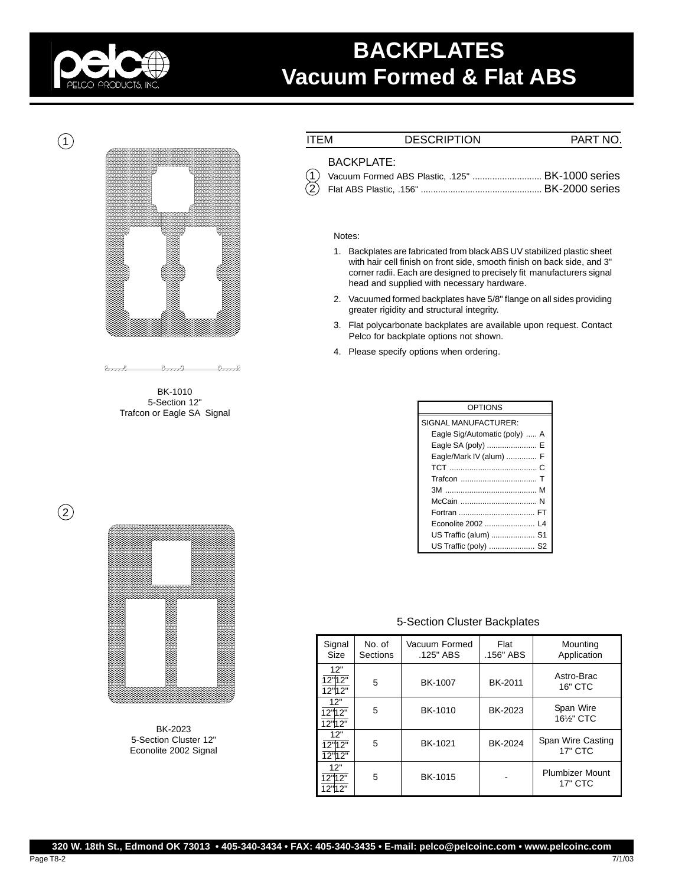# BACKPLATES
## Vacuum Formed & Flat ABS

(1)

BK-1010
5-Section 12"
Trafcon or Eagle SA Signal

(2)

BK-2023
5-Section Cluster 12"
Econolite 2002 Signal

| ITEM | DESCRIPTION | PART NO. |
|---|---|---|
| | BACKPLATE: | |
| 1 | Vacuum Formed ABS Plastic, .125" | BK-1000 series |
| 2 | Flat ABS Plastic, .156" | BK-2000 series |

Notes:

1. Backplates are fabricated from black ABS UV stabilized plastic sheet with hair cell finish on front side, smooth finish on back side, and 3" corner radii. Each are designed to precisely fit manufacturers signal head and supplied with necessary hardware.
2. Vacuumed formed backplates have 5/8" flange on all sides providing greater rigidity and structural integrity.
3. Flat polycarbonate backplates are available upon request. Contact Pelco for backplate options not shown.
4. Please specify options when ordering.

| OPTIONS | |
|---|---|
| SIGNAL MANUFACTURER: | |
| Eagle Sig/Automatic (poly) | A |
| Eagle SA (poly) | E |
| Eagle/Mark IV (alum) | F |
| TCT | C |
| Trafcon | T |
| 3M | M |
| McCain | N |
| Fortran | FT |
| Econolite 2002 | L4 |
| US Traffic (alum) | S1 |
| US Traffic (poly) | S2 |

5-Section Cluster Backplates

| Signal Size | No. of Sections | Vacuum Formed .125" ABS | Flat .156" ABS | Mounting Application |
|---|---|---|---|---|
| 12" / 12" 12" / 12" 12" | 5 | BK-1007 | BK-2011 | Astro-Brac 16" CTC |
| 12" / 12" 12" / 12" 12" | 5 | BK-1010 | BK-2023 | Span Wire 16½" CTC |
| 12" / 12" 12" / 12" 12" | 5 | BK-1021 | BK-2024 | Span Wire Casting 17" CTC |
| 12" / 12" 12" / 12" 12" | 5 | BK-1015 | - | Plumbizer Mount 17" CTC |

320 W. 18th St., Edmond OK 73013 • 405-340-3434 • FAX: 405-340-3435 • E-mail: pelco@pelcoinc.com • www.pelcoinc.com